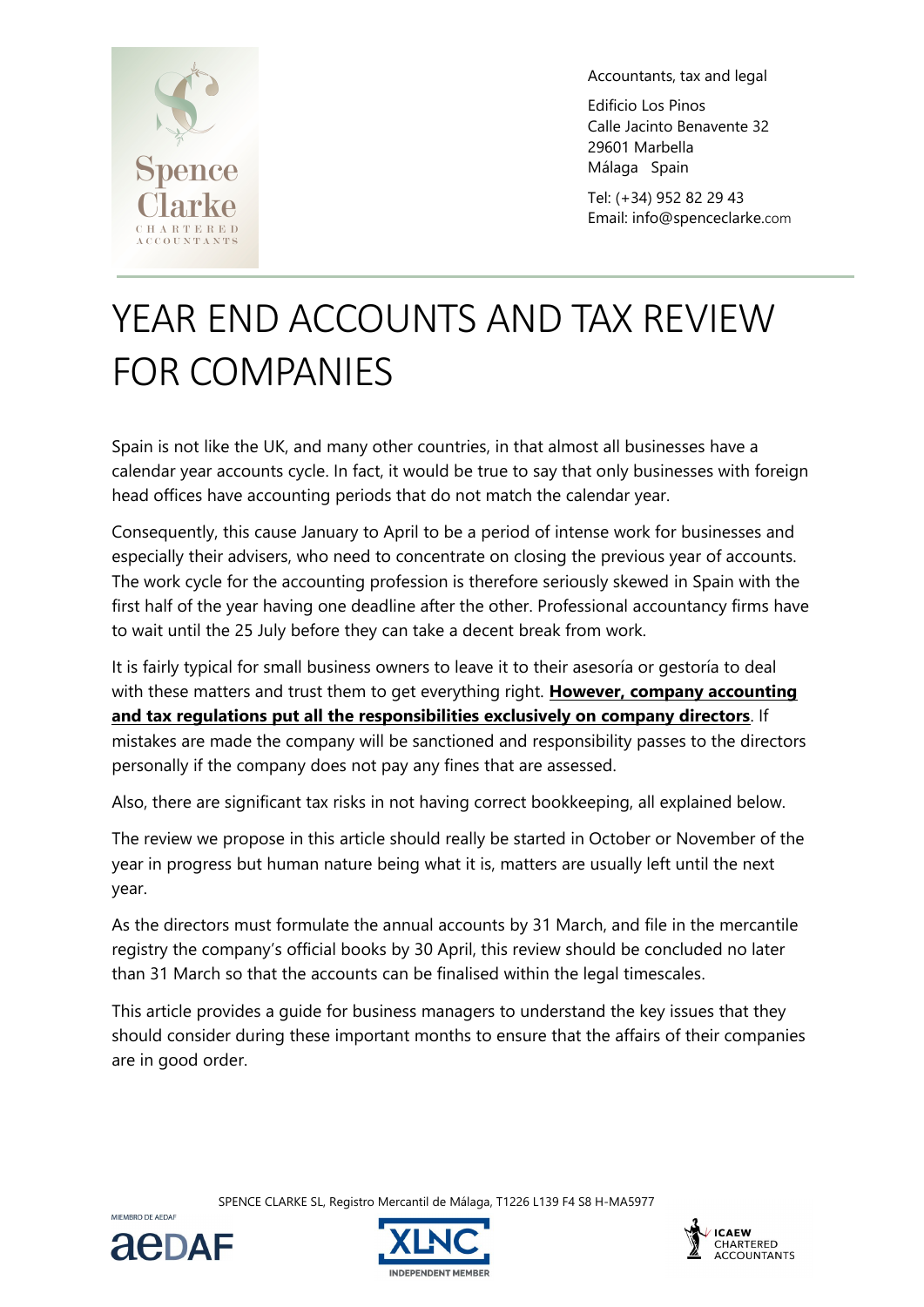Accountants, tax and legal

Edificio Los Pinos
Calle Jacinto Benavente 32
29601 Marbella
Málaga Spain

Tel: (+34) 952 82 29 43
Email: info@spenceclarke.com

# YEAR END ACCOUNTS AND TAX REVIEW FOR COMPANIES

Spain is not like the UK, and many other countries, in that almost all businesses have a calendar year accounts cycle. In fact, it would be true to say that only businesses with foreign head offices have accounting periods that do not match the calendar year.

Consequently, this cause January to April to be a period of intense work for businesses and especially their advisers, who need to concentrate on closing the previous year of accounts. The work cycle for the accounting profession is therefore seriously skewed in Spain with the first half of the year having one deadline after the other. Professional accountancy firms have to wait until the 25 July before they can take a decent break from work.

It is fairly typical for small business owners to leave it to their asesoría or gestoría to deal with these matters and trust them to get everything right. **However, company accounting and tax regulations put all the responsibilities exclusively on company directors**. If mistakes are made the company will be sanctioned and responsibility passes to the directors personally if the company does not pay any fines that are assessed.

Also, there are significant tax risks in not having correct bookkeeping, all explained below.

The review we propose in this article should really be started in October or November of the year in progress but human nature being what it is, matters are usually left until the next year.

As the directors must formulate the annual accounts by 31 March, and file in the mercantile registry the company's official books by 30 April, this review should be concluded no later than 31 March so that the accounts can be finalised within the legal timescales.

This article provides a guide for business managers to understand the key issues that they should consider during these important months to ensure that the affairs of their companies are in good order.

SPENCE CLARKE SL, Registro Mercantil de Málaga, T1226 L139 F4 S8 H-MA5977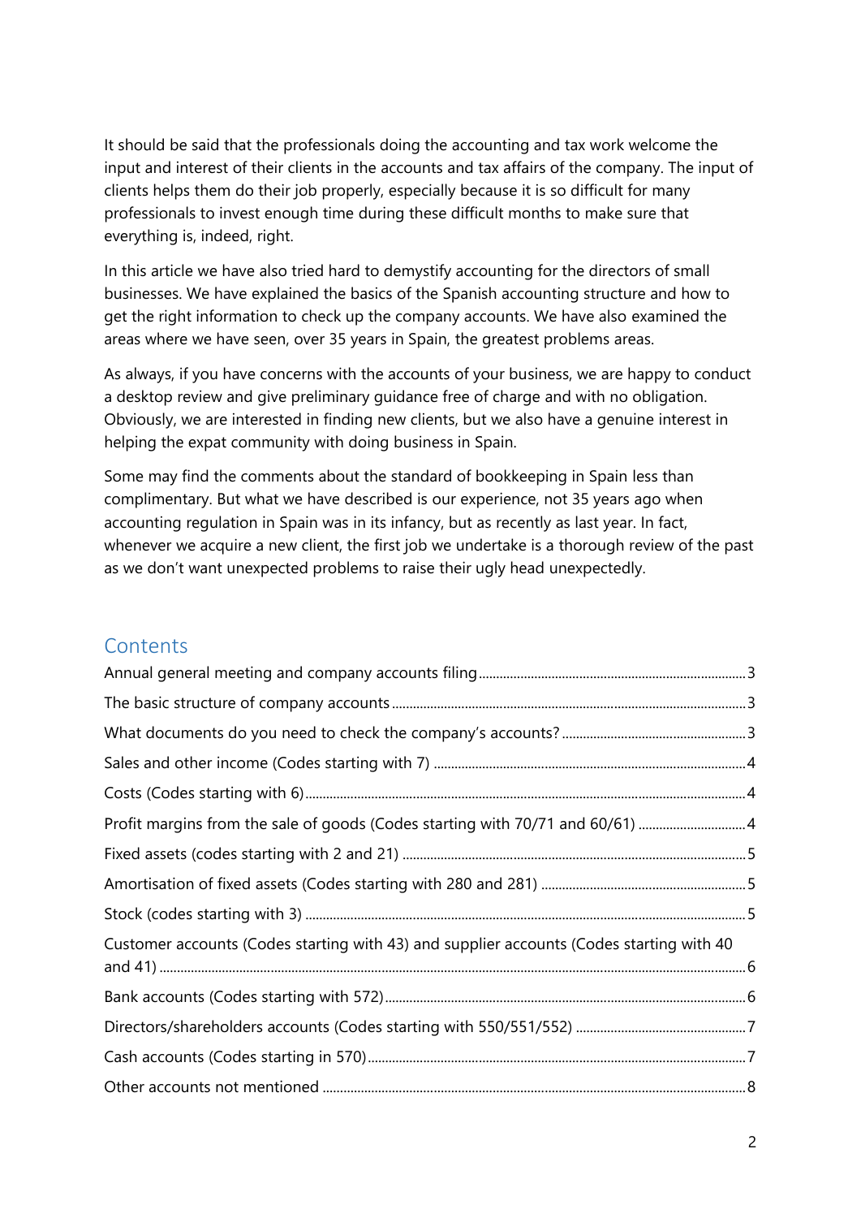It should be said that the professionals doing the accounting and tax work welcome the input and interest of their clients in the accounts and tax affairs of the company. The input of clients helps them do their job properly, especially because it is so difficult for many professionals to invest enough time during these difficult months to make sure that everything is, indeed, right.

In this article we have also tried hard to demystify accounting for the directors of small businesses. We have explained the basics of the Spanish accounting structure and how to get the right information to check up the company accounts. We have also examined the areas where we have seen, over 35 years in Spain, the greatest problems areas.

As always, if you have concerns with the accounts of your business, we are happy to conduct a desktop review and give preliminary guidance free of charge and with no obligation. Obviously, we are interested in finding new clients, but we also have a genuine interest in helping the expat community with doing business in Spain.

Some may find the comments about the standard of bookkeeping in Spain less than complimentary. But what we have described is our experience, not 35 years ago when accounting regulation in Spain was in its infancy, but as recently as last year. In fact, whenever we acquire a new client, the first job we undertake is a thorough review of the past as we don't want unexpected problems to raise their ugly head unexpectedly.

## Contents

- Annual general meeting and company accounts filing ........ 3
- The basic structure of company accounts ........ 3
- What documents do you need to check the company's accounts? ........ 3
- Sales and other income (Codes starting with 7) ........ 4
- Costs (Codes starting with 6) ........ 4
- Profit margins from the sale of goods (Codes starting with 70/71 and 60/61) ........ 4
- Fixed assets (codes starting with 2 and 21) ........ 5
- Amortisation of fixed assets (Codes starting with 280 and 281) ........ 5
- Stock (codes starting with 3) ........ 5
- Customer accounts (Codes starting with 43) and supplier accounts (Codes starting with 40 and 41) ........ 6
- Bank accounts (Codes starting with 572) ........ 6
- Directors/shareholders accounts (Codes starting with 550/551/552) ........ 7
- Cash accounts (Codes starting in 570) ........ 7
- Other accounts not mentioned ........ 8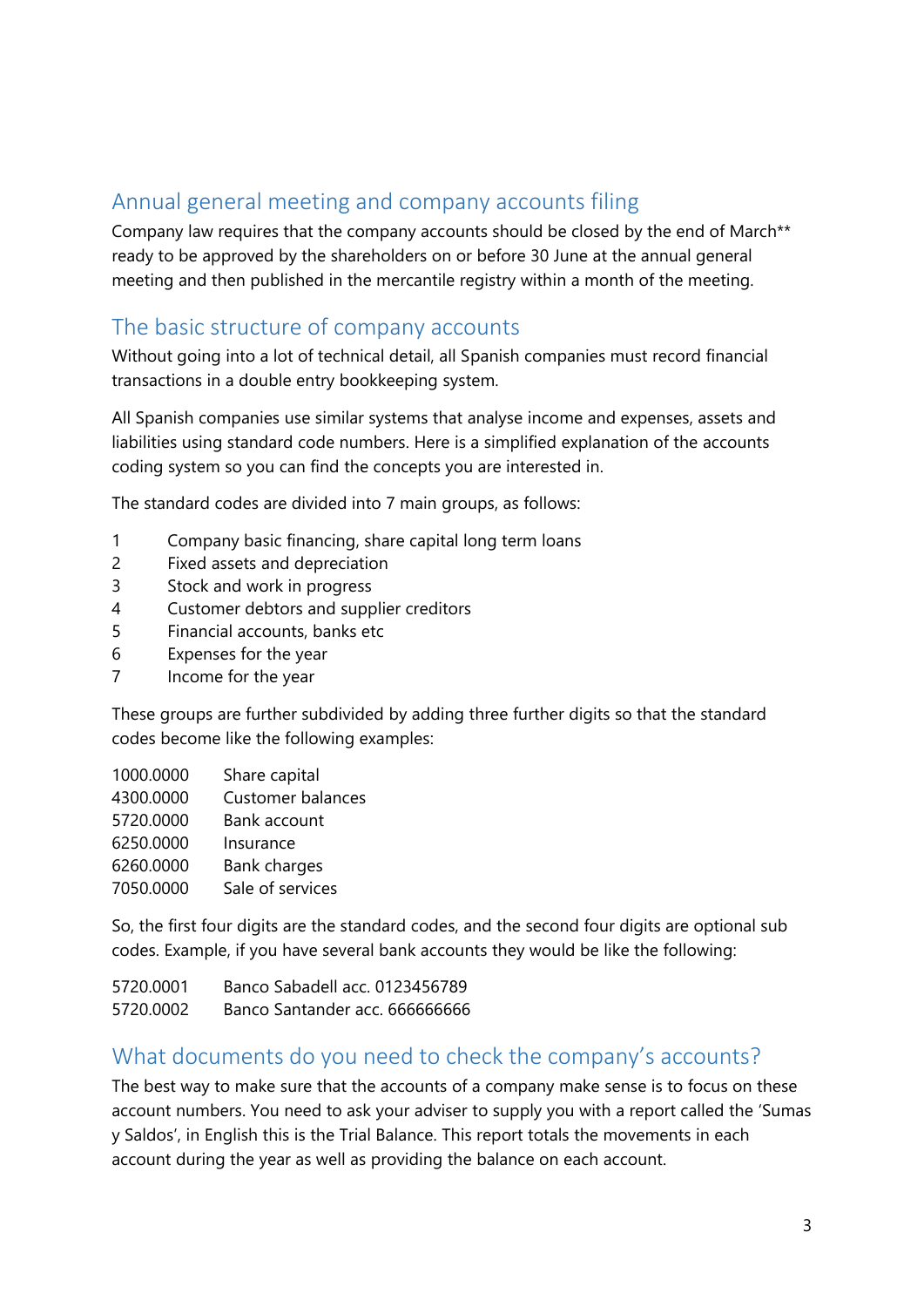## Annual general meeting and company accounts filing

Company law requires that the company accounts should be closed by the end of March** ready to be approved by the shareholders on or before 30 June at the annual general meeting and then published in the mercantile registry within a month of the meeting.

## The basic structure of company accounts

Without going into a lot of technical detail, all Spanish companies must record financial transactions in a double entry bookkeeping system.

All Spanish companies use similar systems that analyse income and expenses, assets and liabilities using standard code numbers. Here is a simplified explanation of the accounts coding system so you can find the concepts you are interested in.

The standard codes are divided into 7 main groups, as follows:

1 Company basic financing, share capital long term loans
2 Fixed assets and depreciation
3 Stock and work in progress
4 Customer debtors and supplier creditors
5 Financial accounts, banks etc
6 Expenses for the year
7 Income for the year

These groups are further subdivided by adding three further digits so that the standard codes become like the following examples:

1000.0000 Share capital
4300.0000 Customer balances
5720.0000 Bank account
6250.0000 Insurance
6260.0000 Bank charges
7050.0000 Sale of services

So, the first four digits are the standard codes, and the second four digits are optional sub codes. Example, if you have several bank accounts they would be like the following:

5720.0001 Banco Sabadell acc. 0123456789
5720.0002 Banco Santander acc. 666666666

## What documents do you need to check the company's accounts?

The best way to make sure that the accounts of a company make sense is to focus on these account numbers. You need to ask your adviser to supply you with a report called the 'Sumas y Saldos', in English this is the Trial Balance. This report totals the movements in each account during the year as well as providing the balance on each account.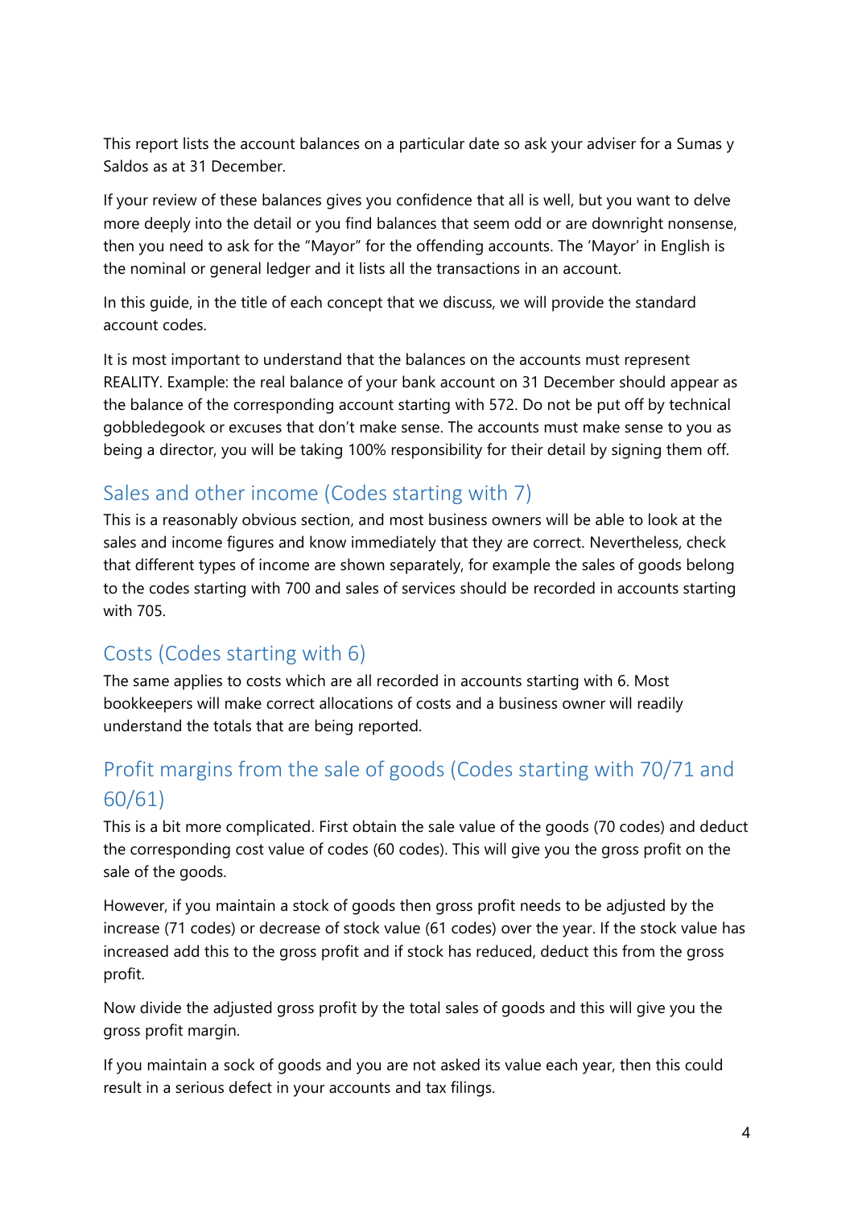This report lists the account balances on a particular date so ask your adviser for a Sumas y Saldos as at 31 December.

If your review of these balances gives you confidence that all is well, but you want to delve more deeply into the detail or you find balances that seem odd or are downright nonsense, then you need to ask for the "Mayor" for the offending accounts. The 'Mayor' in English is the nominal or general ledger and it lists all the transactions in an account.

In this guide, in the title of each concept that we discuss, we will provide the standard account codes.

It is most important to understand that the balances on the accounts must represent REALITY. Example: the real balance of your bank account on 31 December should appear as the balance of the corresponding account starting with 572. Do not be put off by technical gobbledegook or excuses that don't make sense. The accounts must make sense to you as being a director, you will be taking 100% responsibility for their detail by signing them off.

## Sales and other income (Codes starting with 7)

This is a reasonably obvious section, and most business owners will be able to look at the sales and income figures and know immediately that they are correct. Nevertheless, check that different types of income are shown separately, for example the sales of goods belong to the codes starting with 700 and sales of services should be recorded in accounts starting with 705.

## Costs (Codes starting with 6)

The same applies to costs which are all recorded in accounts starting with 6. Most bookkeepers will make correct allocations of costs and a business owner will readily understand the totals that are being reported.

## Profit margins from the sale of goods (Codes starting with 70/71 and 60/61)

This is a bit more complicated. First obtain the sale value of the goods (70 codes) and deduct the corresponding cost value of codes (60 codes). This will give you the gross profit on the sale of the goods.

However, if you maintain a stock of goods then gross profit needs to be adjusted by the increase (71 codes) or decrease of stock value (61 codes) over the year. If the stock value has increased add this to the gross profit and if stock has reduced, deduct this from the gross profit.

Now divide the adjusted gross profit by the total sales of goods and this will give you the gross profit margin.

If you maintain a sock of goods and you are not asked its value each year, then this could result in a serious defect in your accounts and tax filings.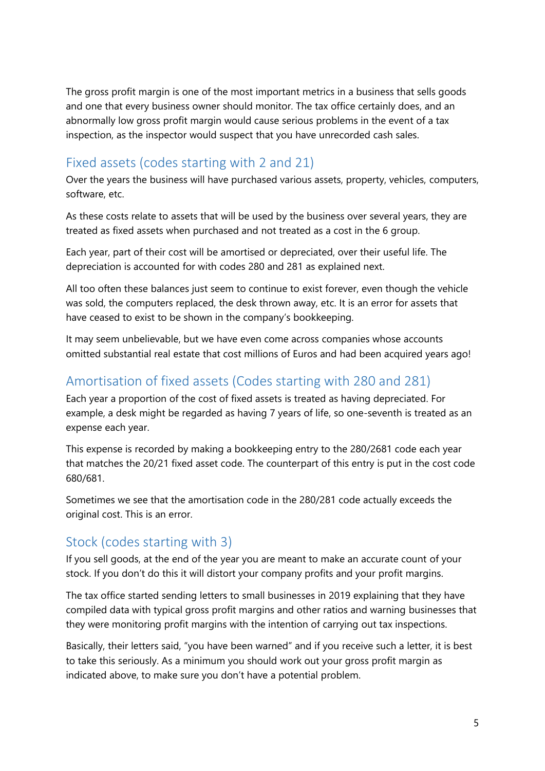The gross profit margin is one of the most important metrics in a business that sells goods and one that every business owner should monitor. The tax office certainly does, and an abnormally low gross profit margin would cause serious problems in the event of a tax inspection, as the inspector would suspect that you have unrecorded cash sales.

## Fixed assets (codes starting with 2 and 21)

Over the years the business will have purchased various assets, property, vehicles, computers, software, etc.

As these costs relate to assets that will be used by the business over several years, they are treated as fixed assets when purchased and not treated as a cost in the 6 group.

Each year, part of their cost will be amortised or depreciated, over their useful life. The depreciation is accounted for with codes 280 and 281 as explained next.

All too often these balances just seem to continue to exist forever, even though the vehicle was sold, the computers replaced, the desk thrown away, etc. It is an error for assets that have ceased to exist to be shown in the company's bookkeeping.

It may seem unbelievable, but we have even come across companies whose accounts omitted substantial real estate that cost millions of Euros and had been acquired years ago!

## Amortisation of fixed assets (Codes starting with 280 and 281)

Each year a proportion of the cost of fixed assets is treated as having depreciated. For example, a desk might be regarded as having 7 years of life, so one-seventh is treated as an expense each year.

This expense is recorded by making a bookkeeping entry to the 280/2681 code each year that matches the 20/21 fixed asset code. The counterpart of this entry is put in the cost code 680/681.

Sometimes we see that the amortisation code in the 280/281 code actually exceeds the original cost. This is an error.

## Stock (codes starting with 3)

If you sell goods, at the end of the year you are meant to make an accurate count of your stock. If you don't do this it will distort your company profits and your profit margins.

The tax office started sending letters to small businesses in 2019 explaining that they have compiled data with typical gross profit margins and other ratios and warning businesses that they were monitoring profit margins with the intention of carrying out tax inspections.

Basically, their letters said, "you have been warned" and if you receive such a letter, it is best to take this seriously. As a minimum you should work out your gross profit margin as indicated above, to make sure you don't have a potential problem.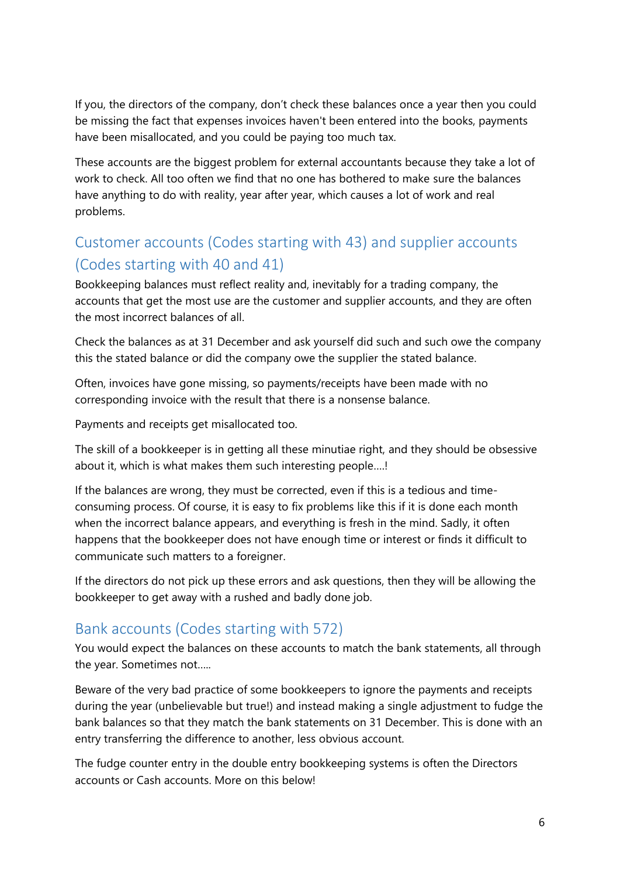If you, the directors of the company, don't check these balances once a year then you could be missing the fact that expenses invoices haven't been entered into the books, payments have been misallocated, and you could be paying too much tax.

These accounts are the biggest problem for external accountants because they take a lot of work to check. All too often we find that no one has bothered to make sure the balances have anything to do with reality, year after year, which causes a lot of work and real problems.

## Customer accounts (Codes starting with 43) and supplier accounts (Codes starting with 40 and 41)

Bookkeeping balances must reflect reality and, inevitably for a trading company, the accounts that get the most use are the customer and supplier accounts, and they are often the most incorrect balances of all.

Check the balances as at 31 December and ask yourself did such and such owe the company this the stated balance or did the company owe the supplier the stated balance.

Often, invoices have gone missing, so payments/receipts have been made with no corresponding invoice with the result that there is a nonsense balance.

Payments and receipts get misallocated too.

The skill of a bookkeeper is in getting all these minutiae right, and they should be obsessive about it, which is what makes them such interesting people….!

If the balances are wrong, they must be corrected, even if this is a tedious and time-consuming process. Of course, it is easy to fix problems like this if it is done each month when the incorrect balance appears, and everything is fresh in the mind. Sadly, it often happens that the bookkeeper does not have enough time or interest or finds it difficult to communicate such matters to a foreigner.

If the directors do not pick up these errors and ask questions, then they will be allowing the bookkeeper to get away with a rushed and badly done job.

## Bank accounts (Codes starting with 572)

You would expect the balances on these accounts to match the bank statements, all through the year. Sometimes not…..

Beware of the very bad practice of some bookkeepers to ignore the payments and receipts during the year (unbelievable but true!) and instead making a single adjustment to fudge the bank balances so that they match the bank statements on 31 December. This is done with an entry transferring the difference to another, less obvious account.

The fudge counter entry in the double entry bookkeeping systems is often the Directors accounts or Cash accounts. More on this below!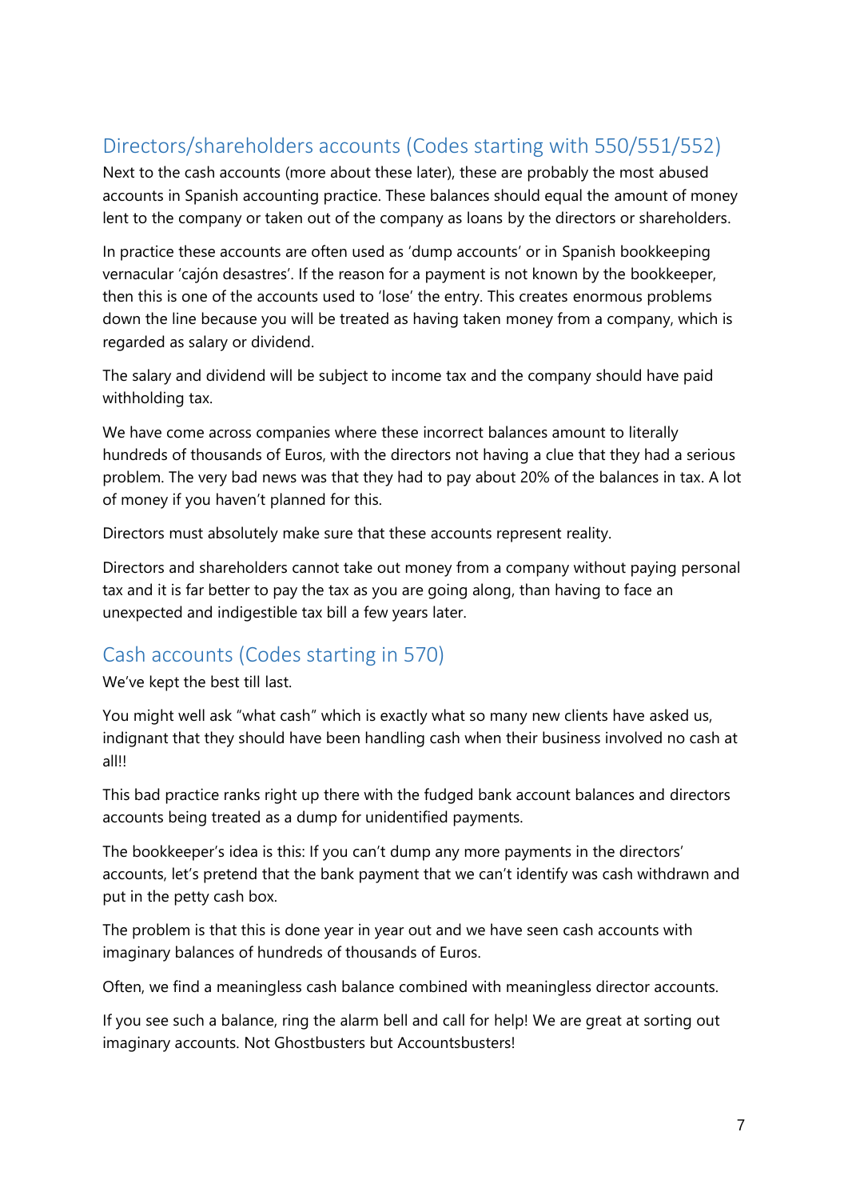## Directors/shareholders accounts (Codes starting with 550/551/552)

Next to the cash accounts (more about these later), these are probably the most abused accounts in Spanish accounting practice. These balances should equal the amount of money lent to the company or taken out of the company as loans by the directors or shareholders.

In practice these accounts are often used as 'dump accounts' or in Spanish bookkeeping vernacular 'cajón desastres'. If the reason for a payment is not known by the bookkeeper, then this is one of the accounts used to 'lose' the entry. This creates enormous problems down the line because you will be treated as having taken money from a company, which is regarded as salary or dividend.

The salary and dividend will be subject to income tax and the company should have paid withholding tax.

We have come across companies where these incorrect balances amount to literally hundreds of thousands of Euros, with the directors not having a clue that they had a serious problem. The very bad news was that they had to pay about 20% of the balances in tax. A lot of money if you haven't planned for this.

Directors must absolutely make sure that these accounts represent reality.

Directors and shareholders cannot take out money from a company without paying personal tax and it is far better to pay the tax as you are going along, than having to face an unexpected and indigestible tax bill a few years later.

## Cash accounts (Codes starting in 570)

We've kept the best till last.

You might well ask "what cash" which is exactly what so many new clients have asked us, indignant that they should have been handling cash when their business involved no cash at all!!

This bad practice ranks right up there with the fudged bank account balances and directors accounts being treated as a dump for unidentified payments.

The bookkeeper's idea is this: If you can't dump any more payments in the directors' accounts, let's pretend that the bank payment that we can't identify was cash withdrawn and put in the petty cash box.

The problem is that this is done year in year out and we have seen cash accounts with imaginary balances of hundreds of thousands of Euros.

Often, we find a meaningless cash balance combined with meaningless director accounts.

If you see such a balance, ring the alarm bell and call for help! We are great at sorting out imaginary accounts. Not Ghostbusters but Accountsbusters!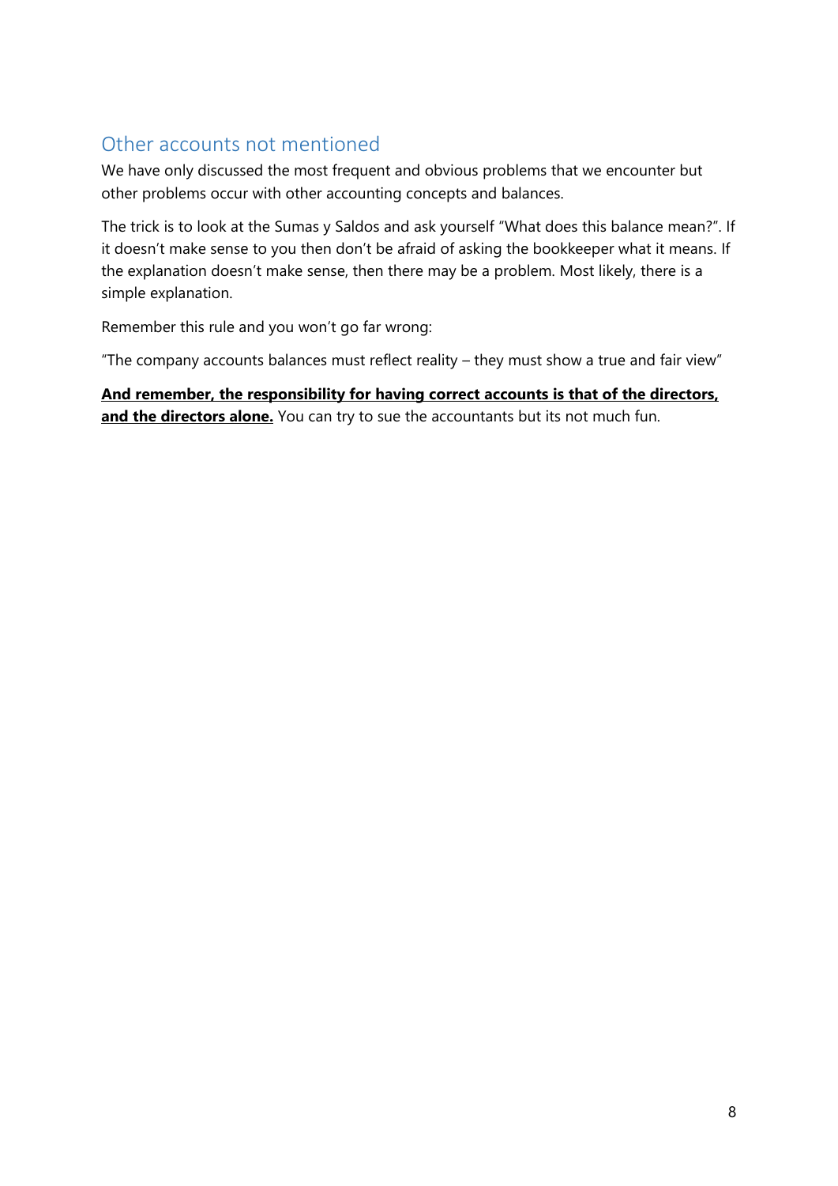## Other accounts not mentioned

We have only discussed the most frequent and obvious problems that we encounter but other problems occur with other accounting concepts and balances.

The trick is to look at the Sumas y Saldos and ask yourself "What does this balance mean?". If it doesn't make sense to you then don't be afraid of asking the bookkeeper what it means. If the explanation doesn't make sense, then there may be a problem. Most likely, there is a simple explanation.

Remember this rule and you won't go far wrong:

"The company accounts balances must reflect reality – they must show a true and fair view"

<u>**And remember, the responsibility for having correct accounts is that of the directors, and the directors alone.**</u> You can try to sue the accountants but its not much fun.